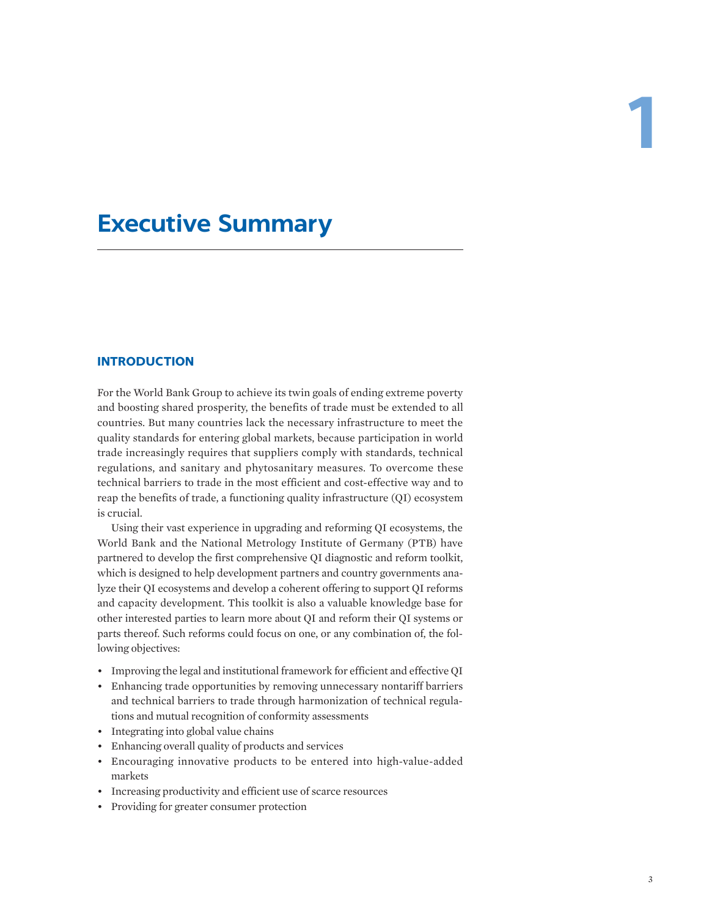# 1

# Executive Summary

## INTRODUCTION

For the World Bank Group to achieve its twin goals of ending extreme poverty and boosting shared prosperity, the benefits of trade must be extended to all countries. But many countries lack the necessary infrastructure to meet the quality standards for entering global markets, because participation in world trade increasingly requires that suppliers comply with standards, technical regulations, and sanitary and phytosanitary measures. To overcome these technical barriers to trade in the most efficient and cost-effective way and to reap the benefits of trade, a functioning quality infrastructure (QI) ecosystem is crucial.

Using their vast experience in upgrading and reforming QI ecosystems, the World Bank and the National Metrology Institute of Germany (PTB) have partnered to develop the first comprehensive QI diagnostic and reform toolkit, which is designed to help development partners and country governments analyze their QI ecosystems and develop a coherent offering to support QI reforms and capacity development. This toolkit is also a valuable knowledge base for other interested parties to learn more about QI and reform their QI systems or parts thereof. Such reforms could focus on one, or any combination of, the following objectives:

- Improving the legal and institutional framework for efficient and effective QI
- Enhancing trade opportunities by removing unnecessary nontariff barriers and technical barriers to trade through harmonization of technical regulations and mutual recognition of conformity assessments
- Integrating into global value chains
- Enhancing overall quality of products and services
- Encouraging innovative products to be entered into high-value-added markets
- Increasing productivity and efficient use of scarce resources
- Providing for greater consumer protection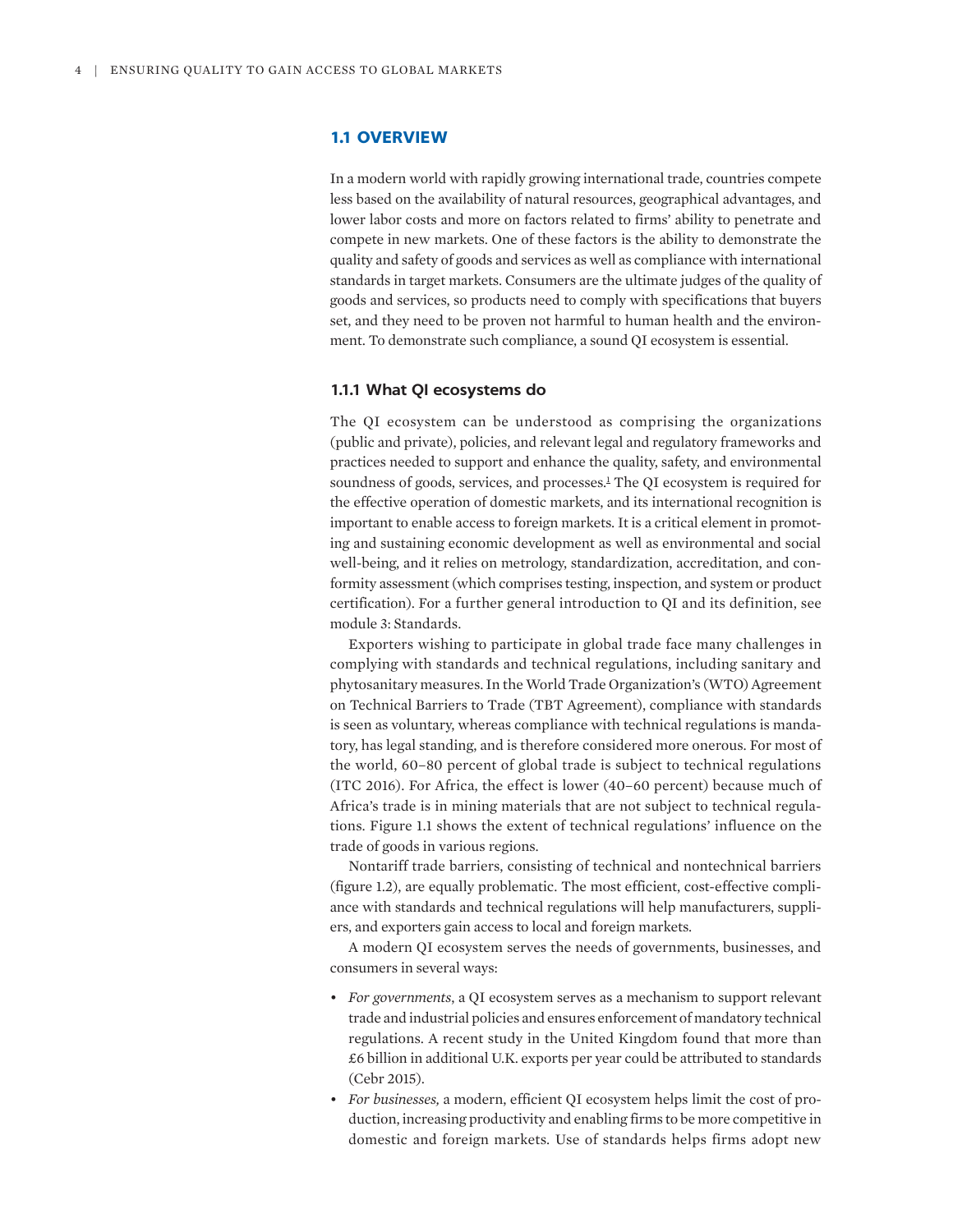## 1.1 OVERVIEW

In a modern world with rapidly growing international trade, countries compete less based on the availability of natural resources, geographical advantages, and lower labor costs and more on factors related to firms' ability to penetrate and compete in new markets. One of these factors is the ability to demonstrate the quality and safety of goods and services as well as compliance with international standards in target markets. Consumers are the ultimate judges of the quality of goods and services, so products need to comply with specifications that buyers set, and they need to be proven not harmful to human health and the environment. To demonstrate such compliance, a sound QI ecosystem is essential.

### 1.1.1 What QI ecosystems do

The QI ecosystem can be understood as comprising the organizations (public and private), policies, and relevant legal and regulatory frameworks and practices needed to support and enhance the quality, safety, and environmental soundness of goods, services, and processes.[1] The QI ecosystem is required for the effective operation of domestic markets, and its international recognition is important to enable access to foreign markets. It is a critical element in promoting and sustaining economic development as well as environmental and social well-being, and it relies on metrology, standardization, accreditation, and conformity assessment (which comprises testing, inspection, and system or product certification). For a further general introduction to QI and its definition, see module 3: Standards.

Exporters wishing to participate in global trade face many challenges in complying with standards and technical regulations, including sanitary and phytosanitary measures. In the World Trade Organization's (WTO) Agreement on Technical Barriers to Trade (TBT Agreement), compliance with standards is seen as voluntary, whereas compliance with technical regulations is mandatory, has legal standing, and is therefore considered more onerous. For most of the world, 60–80 percent of global trade is subject to technical regulations (ITC 2016). For Africa, the effect is lower (40–60 percent) because much of Africa's trade is in mining materials that are not subject to technical regulations. Figure 1.1 shows the extent of technical regulations' influence on the trade of goods in various regions.

Nontariff trade barriers, consisting of technical and nontechnical barriers (figure 1.2), are equally problematic. The most efficient, cost-effective compliance with standards and technical regulations will help manufacturers, suppliers, and exporters gain access to local and foreign markets.

A modern QI ecosystem serves the needs of governments, businesses, and consumers in several ways:

- *For governments*, a QI ecosystem serves as a mechanism to support relevant trade and industrial policies and ensures enforcement of mandatory technical regulations. A recent study in the United Kingdom found that more than £6 billion in additional U.K. exports per year could be attributed to standards (Cebr 2015).
- *For businesses,* a modern, efficient QI ecosystem helps limit the cost of production, increasing productivity and enabling firms to be more competitive in domestic and foreign markets. Use of standards helps firms adopt new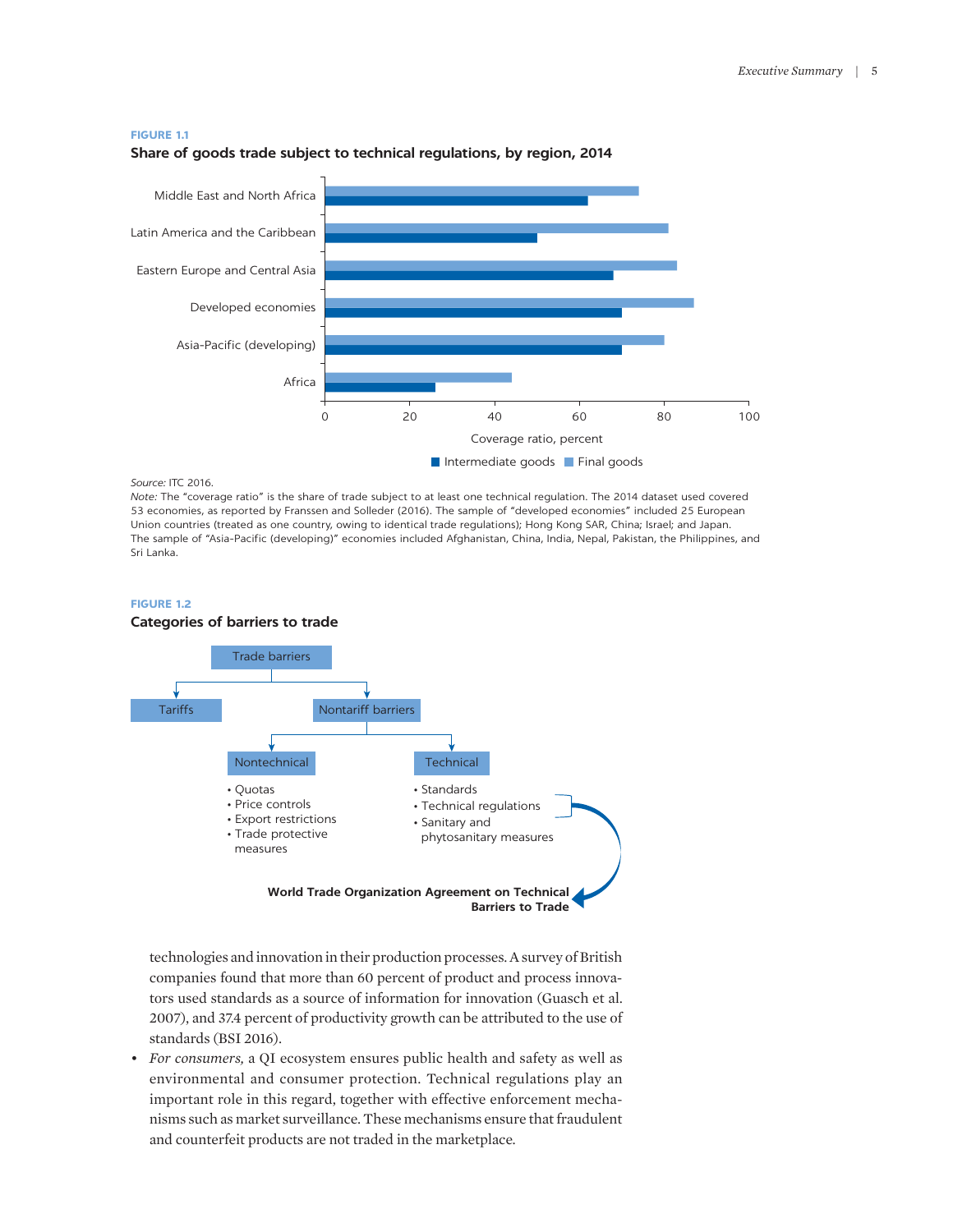**FIGURE 1.1**

**Share of goods trade subject to technical regulations, by region, 2014**

| Region | Intermediate goods | Final goods |
|---|---|---|
| Middle East and North Africa | 62 | 74 |
| Latin America and the Caribbean | 50 | 81 |
| Eastern Europe and Central Asia | 68 | 83 |
| Developed economies | 70 | 87 |
| Asia-Pacific (developing) | 70 | 80 |
| Africa | 26 | 44 |

Coverage ratio, percent

*Source:* ITC 2016.

*Note:* The "coverage ratio" is the share of trade subject to at least one technical regulation. The 2014 dataset used covered 53 economies, as reported by Franssen and Solleder (2016). The sample of "developed economies" included 25 European Union countries (treated as one country, owing to identical trade regulations); Hong Kong SAR, China; Israel; and Japan. The sample of "Asia-Pacific (developing)" economies included Afghanistan, China, India, Nepal, Pakistan, the Philippines, and Sri Lanka.

**FIGURE 1.2**

**Categories of barriers to trade**

- Trade barriers
  - Tariffs
  - Nontariff barriers
    - Nontechnical
      - Quotas
      - Price controls
      - Export restrictions
      - Trade protective measures
    - Technical
      - Standards
      - Technical regulations
      - Sanitary and phytosanitary measures

Technical regulations and Sanitary and phytosanitary measures → **World Trade Organization Agreement on Technical Barriers to Trade**

technologies and innovation in their production processes. A survey of British companies found that more than 60 percent of product and process innovators used standards as a source of information for innovation (Guasch et al. 2007), and 37.4 percent of productivity growth can be attributed to the use of standards (BSI 2016).

- *For consumers,* a QI ecosystem ensures public health and safety as well as environmental and consumer protection. Technical regulations play an important role in this regard, together with effective enforcement mechanisms such as market surveillance. These mechanisms ensure that fraudulent and counterfeit products are not traded in the marketplace.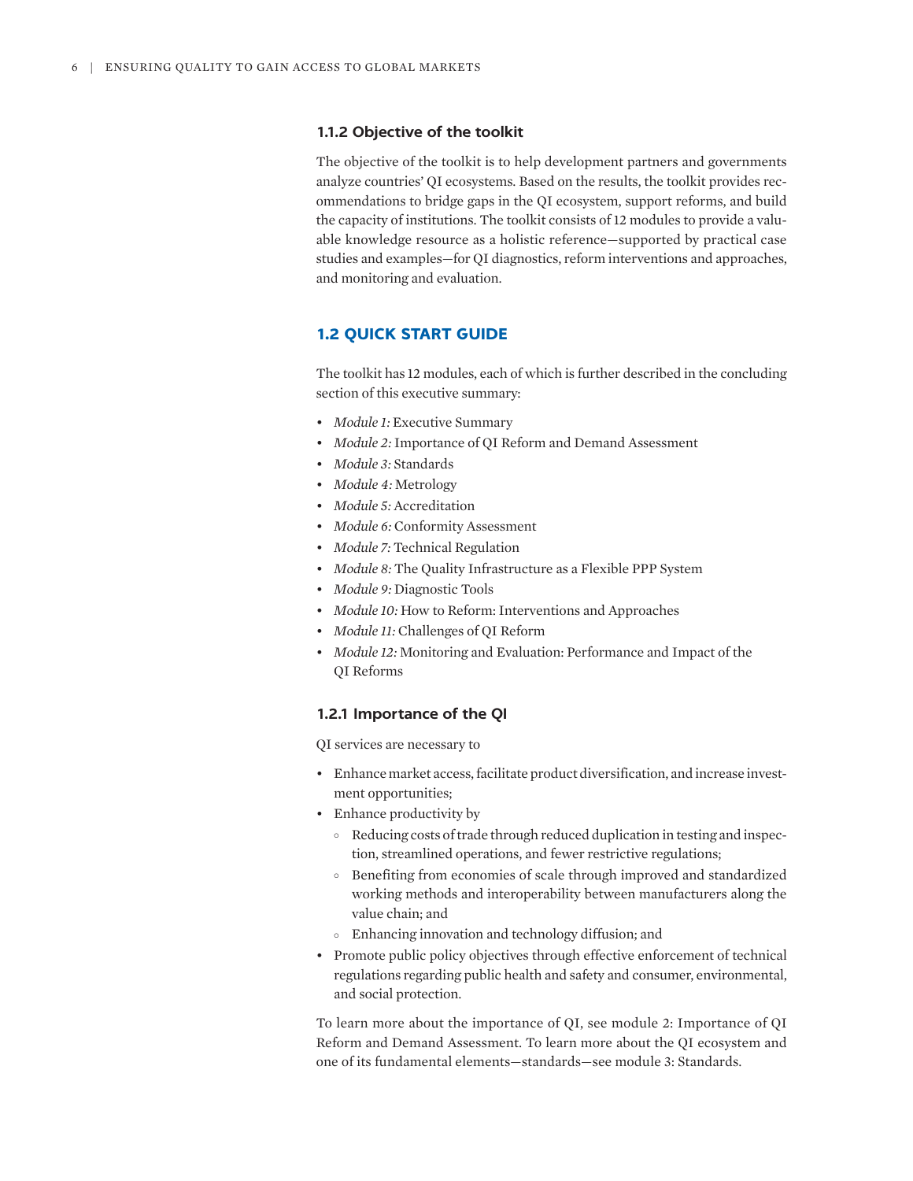### 1.1.2 Objective of the toolkit

The objective of the toolkit is to help development partners and governments analyze countries' QI ecosystems. Based on the results, the toolkit provides recommendations to bridge gaps in the QI ecosystem, support reforms, and build the capacity of institutions. The toolkit consists of 12 modules to provide a valuable knowledge resource as a holistic reference—supported by practical case studies and examples—for QI diagnostics, reform interventions and approaches, and monitoring and evaluation.

## 1.2 QUICK START GUIDE

The toolkit has 12 modules, each of which is further described in the concluding section of this executive summary:

- *Module 1:* Executive Summary
- *Module 2:* Importance of QI Reform and Demand Assessment
- *Module 3:* Standards
- *Module 4:* Metrology
- *Module 5:* Accreditation
- *Module 6:* Conformity Assessment
- *Module 7:* Technical Regulation
- *Module 8:* The Quality Infrastructure as a Flexible PPP System
- *Module 9:* Diagnostic Tools
- *Module 10:* How to Reform: Interventions and Approaches
- *Module 11:* Challenges of QI Reform
- *Module 12:* Monitoring and Evaluation: Performance and Impact of the QI Reforms

### 1.2.1 Importance of the QI

QI services are necessary to

- Enhance market access, facilitate product diversification, and increase investment opportunities;
- Enhance productivity by
  - Reducing costs of trade through reduced duplication in testing and inspection, streamlined operations, and fewer restrictive regulations;
  - Benefiting from economies of scale through improved and standardized working methods and interoperability between manufacturers along the value chain; and
  - Enhancing innovation and technology diffusion; and
- Promote public policy objectives through effective enforcement of technical regulations regarding public health and safety and consumer, environmental, and social protection.

To learn more about the importance of QI, see module 2: Importance of QI Reform and Demand Assessment. To learn more about the QI ecosystem and one of its fundamental elements—standards—see module 3: Standards.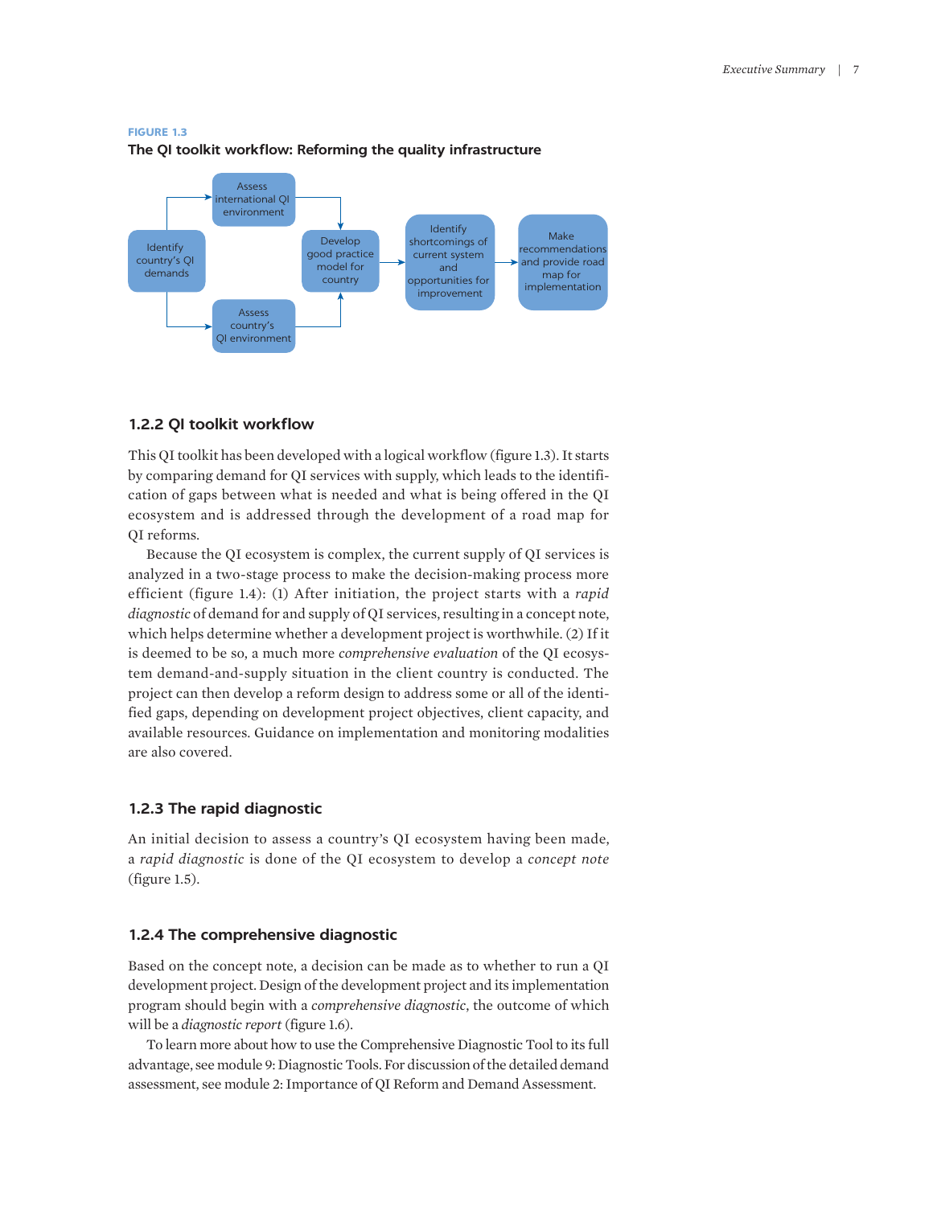**FIGURE 1.3**

**The QI toolkit workflow: Reforming the quality infrastructure**

Identify country's QI demands → Assess international QI environment → Develop good practice model for country

Identify country's QI demands → Assess country's QI environment → Develop good practice model for country

Develop good practice model for country → Identify shortcomings of current system and opportunities for improvement → Make recommendations and provide road map for implementation

### 1.2.2 QI toolkit workflow

This QI toolkit has been developed with a logical workflow (figure 1.3). It starts by comparing demand for QI services with supply, which leads to the identification of gaps between what is needed and what is being offered in the QI ecosystem and is addressed through the development of a road map for QI reforms.

Because the QI ecosystem is complex, the current supply of QI services is analyzed in a two-stage process to make the decision-making process more efficient (figure 1.4): (1) After initiation, the project starts with a *rapid diagnostic* of demand for and supply of QI services, resulting in a concept note, which helps determine whether a development project is worthwhile. (2) If it is deemed to be so, a much more *comprehensive evaluation* of the QI ecosystem demand-and-supply situation in the client country is conducted. The project can then develop a reform design to address some or all of the identified gaps, depending on development project objectives, client capacity, and available resources. Guidance on implementation and monitoring modalities are also covered.

### 1.2.3 The rapid diagnostic

An initial decision to assess a country's QI ecosystem having been made, a *rapid diagnostic* is done of the QI ecosystem to develop a *concept note* (figure 1.5).

### 1.2.4 The comprehensive diagnostic

Based on the concept note, a decision can be made as to whether to run a QI development project. Design of the development project and its implementation program should begin with a *comprehensive diagnostic*, the outcome of which will be a *diagnostic report* (figure 1.6).

To learn more about how to use the Comprehensive Diagnostic Tool to its full advantage, see module 9: Diagnostic Tools. For discussion of the detailed demand assessment, see module 2: Importance of QI Reform and Demand Assessment.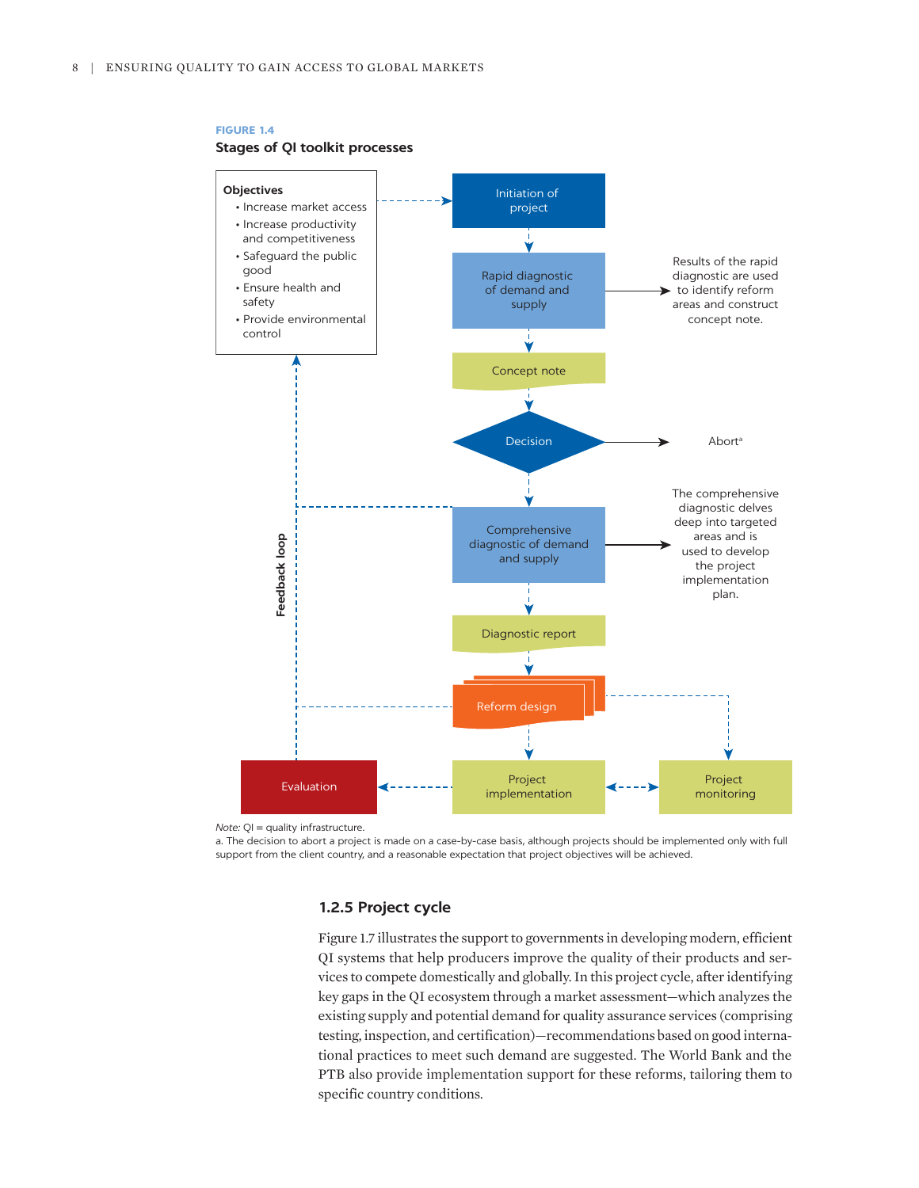**FIGURE 1.4**

**Stages of QI toolkit processes**

**Objectives**
- Increase market access
- Increase productivity and competitiveness
- Safeguard the public good
- Ensure health and safety
- Provide environmental control

Initiation of project

Rapid diagnostic of demand and supply

Results of the rapid diagnostic are used to identify reform areas and construct concept note.

Concept note

Decision

Abort[a]

Comprehensive diagnostic of demand and supply

The comprehensive diagnostic delves deep into targeted areas and is used to develop the project implementation plan.

Diagnostic report

Reform design

Evaluation

Project implementation

Project monitoring

Feedback loop

*Note:* QI = quality infrastructure.
a. The decision to abort a project is made on a case-by-case basis, although projects should be implemented only with full support from the client country, and a reasonable expectation that project objectives will be achieved.

### 1.2.5 Project cycle

Figure 1.7 illustrates the support to governments in developing modern, efficient QI systems that help producers improve the quality of their products and services to compete domestically and globally. In this project cycle, after identifying key gaps in the QI ecosystem through a market assessment—which analyzes the existing supply and potential demand for quality assurance services (comprising testing, inspection, and certification)—recommendations based on good international practices to meet such demand are suggested. The World Bank and the PTB also provide implementation support for these reforms, tailoring them to specific country conditions.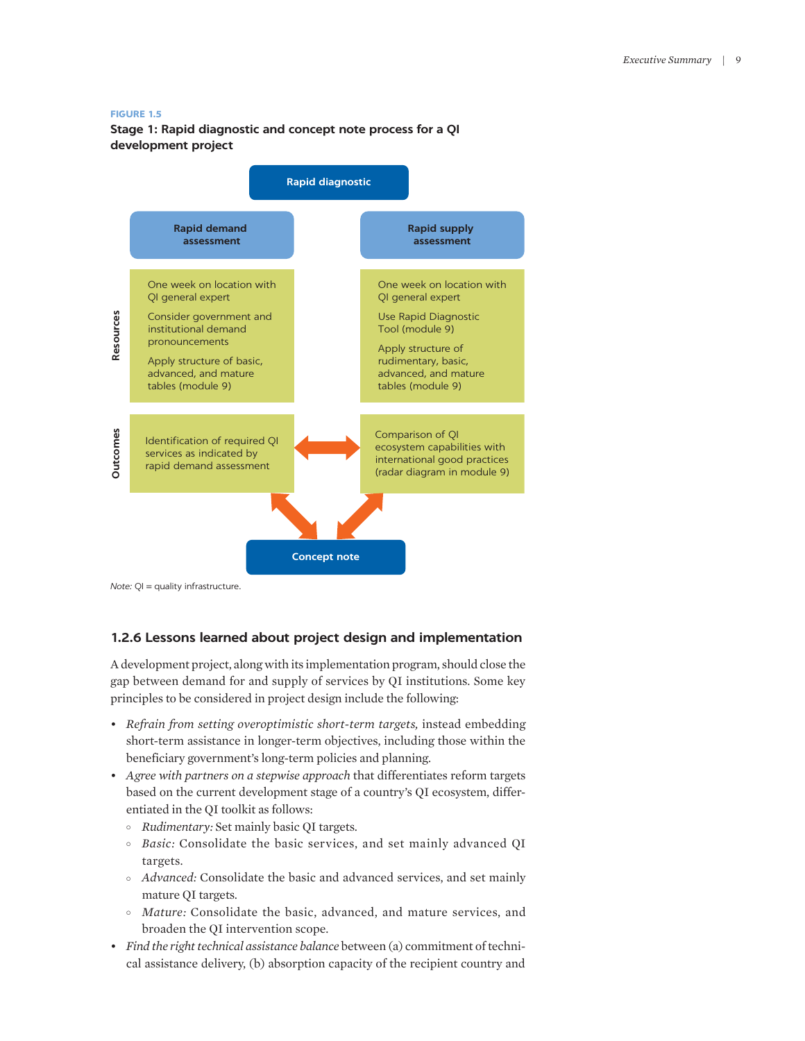**FIGURE 1.5**

**Stage 1: Rapid diagnostic and concept note process for a QI development project**

| | Rapid diagnostic | |
|---|---|---|
| | **Rapid demand assessment** | **Rapid supply assessment** |
| **Resources** | One week on location with QI general expert<br>Consider government and institutional demand pronouncements<br>Apply structure of basic, advanced, and mature tables (module 9) | One week on location with QI general expert<br>Use Rapid Diagnostic Tool (module 9)<br>Apply structure of rudimentary, basic, advanced, and mature tables (module 9) |
| **Outcomes** | Identification of required QI services as indicated by rapid demand assessment | Comparison of QI ecosystem capabilities with international good practices (radar diagram in module 9) |
| | Concept note | |

*Note:* QI = quality infrastructure.

### 1.2.6 Lessons learned about project design and implementation

A development project, along with its implementation program, should close the gap between demand for and supply of services by QI institutions. Some key principles to be considered in project design include the following:

- *Refrain from setting overoptimistic short-term targets,* instead embedding short-term assistance in longer-term objectives, including those within the beneficiary government's long-term policies and planning.
- *Agree with partners on a stepwise approach* that differentiates reform targets based on the current development stage of a country's QI ecosystem, differentiated in the QI toolkit as follows:
  - *Rudimentary:* Set mainly basic QI targets.
  - *Basic:* Consolidate the basic services, and set mainly advanced QI targets.
  - *Advanced:* Consolidate the basic and advanced services, and set mainly mature QI targets.
  - *Mature:* Consolidate the basic, advanced, and mature services, and broaden the QI intervention scope.
- *Find the right technical assistance balance* between (a) commitment of technical assistance delivery, (b) absorption capacity of the recipient country and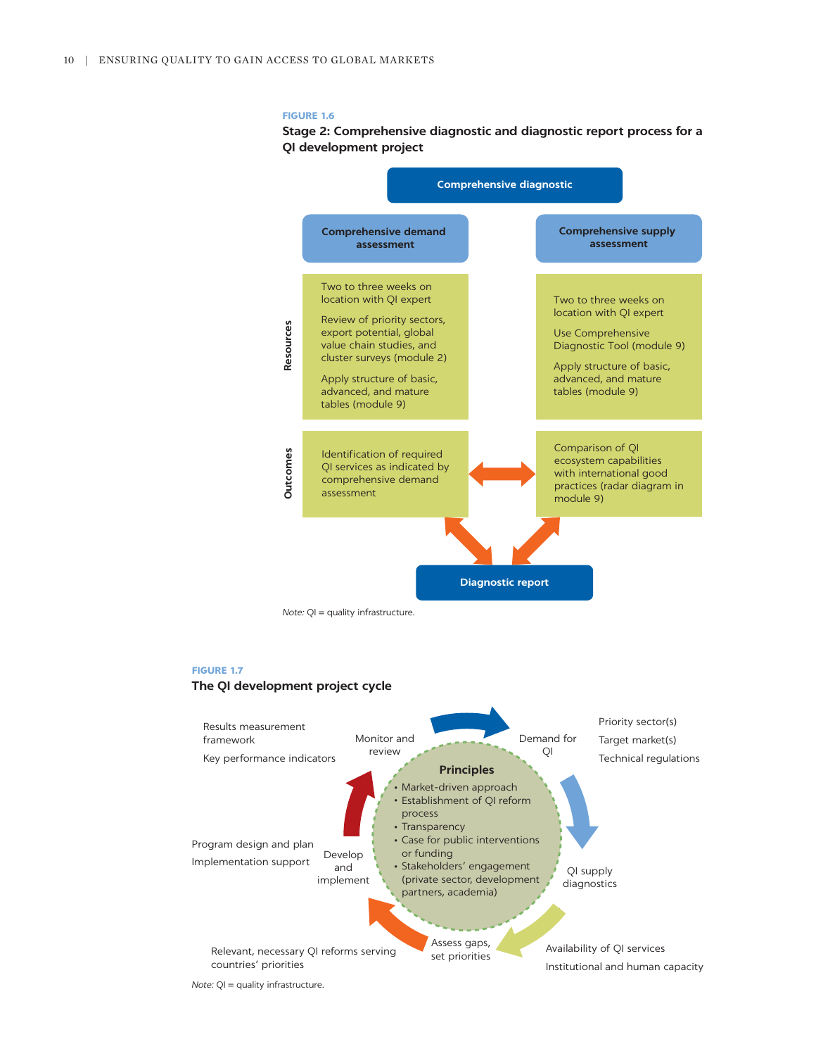**FIGURE 1.6**

**Stage 2: Comprehensive diagnostic and diagnostic report process for a QI development project**

**Comprehensive diagnostic**

| | **Comprehensive demand assessment** | **Comprehensive supply assessment** |
|---|---|---|
| **Resources** | Two to three weeks on location with QI expert<br><br>Review of priority sectors, export potential, global value chain studies, and cluster surveys (module 2)<br><br>Apply structure of basic, advanced, and mature tables (module 9) | Two to three weeks on location with QI expert<br><br>Use Comprehensive Diagnostic Tool (module 9)<br><br>Apply structure of basic, advanced, and mature tables (module 9) |
| **Outcomes** | Identification of required QI services as indicated by comprehensive demand assessment | Comparison of QI ecosystem capabilities with international good practices (radar diagram in module 9) |

**Diagnostic report**

*Note:* QI = quality infrastructure.

**FIGURE 1.7**

**The QI development project cycle**

**Principles**

- Market-driven approach
- Establishment of QI reform process
- Transparency
- Case for public interventions or funding
- Stakeholders' engagement (private sector, development partners, academia)

| Stage | Elements |
|---|---|
| Demand for QI | Priority sector(s)<br>Target market(s)<br>Technical regulations |
| QI supply diagnostics | Availability of QI services<br>Institutional and human capacity |
| Assess gaps, set priorities | Relevant, necessary QI reforms serving countries' priorities |
| Develop and implement | Program design and plan<br>Implementation support |
| Monitor and review | Results measurement framework<br>Key performance indicators |

*Note:* QI = quality infrastructure.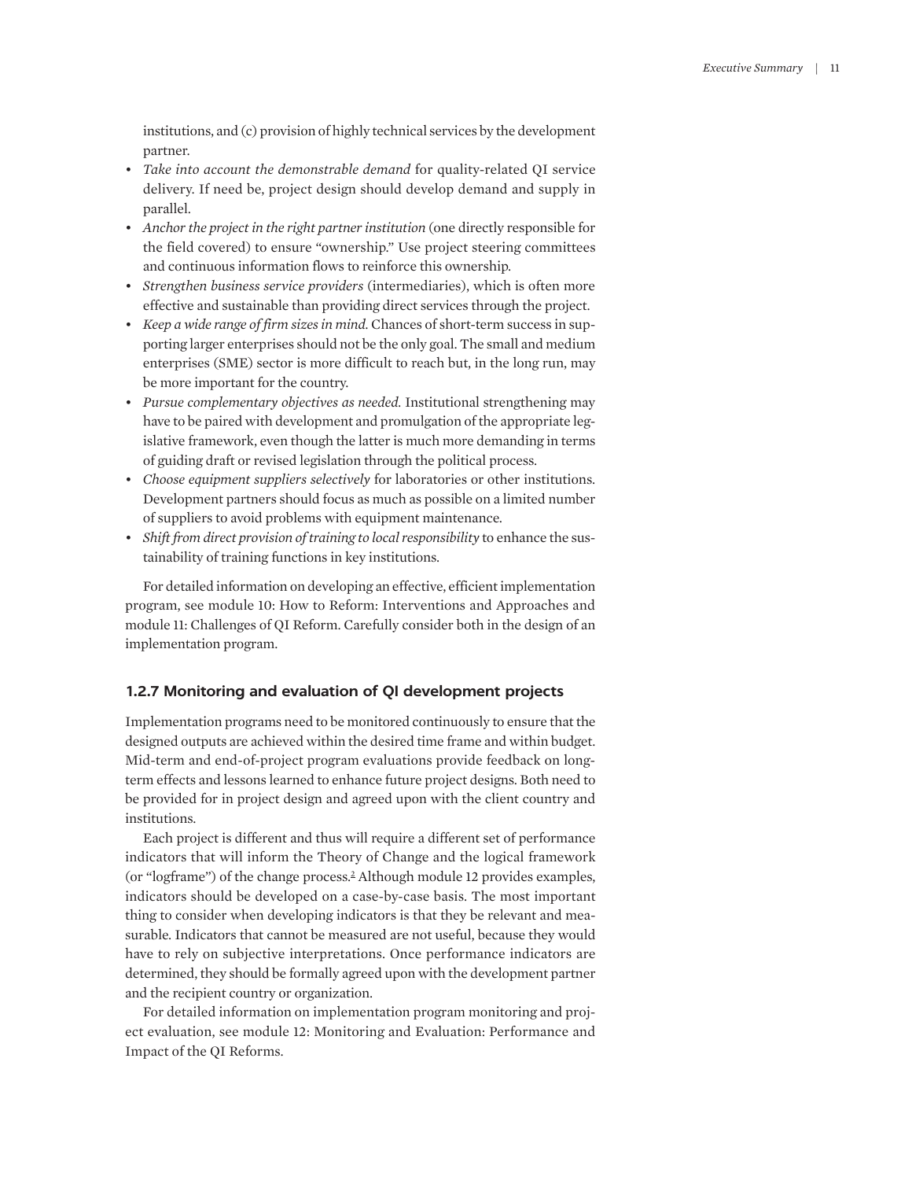institutions, and (c) provision of highly technical services by the development partner.

- *Take into account the demonstrable demand* for quality-related QI service delivery. If need be, project design should develop demand and supply in parallel.
- *Anchor the project in the right partner institution* (one directly responsible for the field covered) to ensure "ownership." Use project steering committees and continuous information flows to reinforce this ownership.
- *Strengthen business service providers* (intermediaries), which is often more effective and sustainable than providing direct services through the project.
- *Keep a wide range of firm sizes in mind.* Chances of short-term success in supporting larger enterprises should not be the only goal. The small and medium enterprises (SME) sector is more difficult to reach but, in the long run, may be more important for the country.
- *Pursue complementary objectives as needed.* Institutional strengthening may have to be paired with development and promulgation of the appropriate legislative framework, even though the latter is much more demanding in terms of guiding draft or revised legislation through the political process.
- *Choose equipment suppliers selectively* for laboratories or other institutions. Development partners should focus as much as possible on a limited number of suppliers to avoid problems with equipment maintenance.
- *Shift from direct provision of training to local responsibility* to enhance the sustainability of training functions in key institutions.

For detailed information on developing an effective, efficient implementation program, see module 10: How to Reform: Interventions and Approaches and module 11: Challenges of QI Reform. Carefully consider both in the design of an implementation program.

### 1.2.7 Monitoring and evaluation of QI development projects

Implementation programs need to be monitored continuously to ensure that the designed outputs are achieved within the desired time frame and within budget. Mid-term and end-of-project program evaluations provide feedback on long-term effects and lessons learned to enhance future project designs. Both need to be provided for in project design and agreed upon with the client country and institutions.

Each project is different and thus will require a different set of performance indicators that will inform the Theory of Change and the logical framework (or "logframe") of the change process.[2] Although module 12 provides examples, indicators should be developed on a case-by-case basis. The most important thing to consider when developing indicators is that they be relevant and measurable. Indicators that cannot be measured are not useful, because they would have to rely on subjective interpretations. Once performance indicators are determined, they should be formally agreed upon with the development partner and the recipient country or organization.

For detailed information on implementation program monitoring and project evaluation, see module 12: Monitoring and Evaluation: Performance and Impact of the QI Reforms.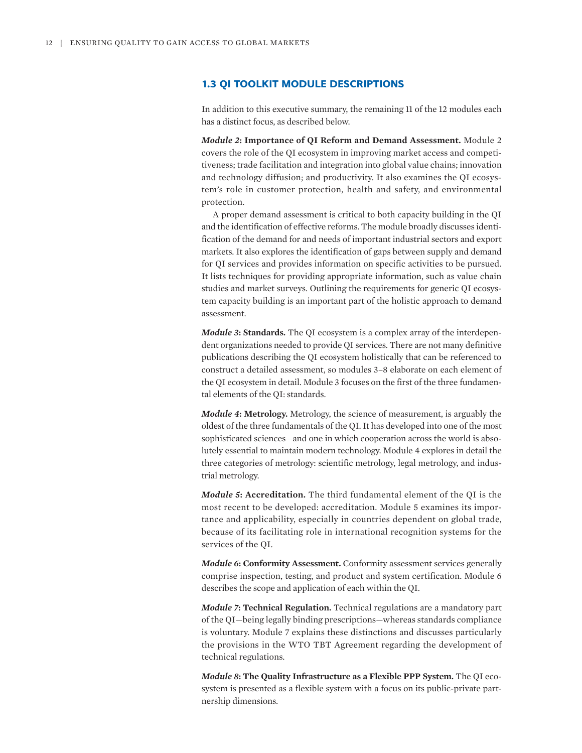## 1.3 QI TOOLKIT MODULE DESCRIPTIONS

In addition to this executive summary, the remaining 11 of the 12 modules each has a distinct focus, as described below.

***Module 2*: Importance of QI Reform and Demand Assessment.** Module 2 covers the role of the QI ecosystem in improving market access and competitiveness; trade facilitation and integration into global value chains; innovation and technology diffusion; and productivity. It also examines the QI ecosystem's role in customer protection, health and safety, and environmental protection.

A proper demand assessment is critical to both capacity building in the QI and the identification of effective reforms. The module broadly discusses identification of the demand for and needs of important industrial sectors and export markets. It also explores the identification of gaps between supply and demand for QI services and provides information on specific activities to be pursued. It lists techniques for providing appropriate information, such as value chain studies and market surveys. Outlining the requirements for generic QI ecosystem capacity building is an important part of the holistic approach to demand assessment.

***Module 3*: Standards.** The QI ecosystem is a complex array of the interdependent organizations needed to provide QI services. There are not many definitive publications describing the QI ecosystem holistically that can be referenced to construct a detailed assessment, so modules 3–8 elaborate on each element of the QI ecosystem in detail. Module 3 focuses on the first of the three fundamental elements of the QI: standards.

***Module 4*: Metrology.** Metrology, the science of measurement, is arguably the oldest of the three fundamentals of the QI. It has developed into one of the most sophisticated sciences—and one in which cooperation across the world is absolutely essential to maintain modern technology. Module 4 explores in detail the three categories of metrology: scientific metrology, legal metrology, and industrial metrology.

***Module 5*: Accreditation.** The third fundamental element of the QI is the most recent to be developed: accreditation. Module 5 examines its importance and applicability, especially in countries dependent on global trade, because of its facilitating role in international recognition systems for the services of the QI.

***Module 6*: Conformity Assessment.** Conformity assessment services generally comprise inspection, testing, and product and system certification. Module 6 describes the scope and application of each within the QI.

***Module 7*: Technical Regulation.** Technical regulations are a mandatory part of the QI—being legally binding prescriptions—whereas standards compliance is voluntary. Module 7 explains these distinctions and discusses particularly the provisions in the WTO TBT Agreement regarding the development of technical regulations.

***Module 8*: The Quality Infrastructure as a Flexible PPP System.** The QI ecosystem is presented as a flexible system with a focus on its public-private partnership dimensions.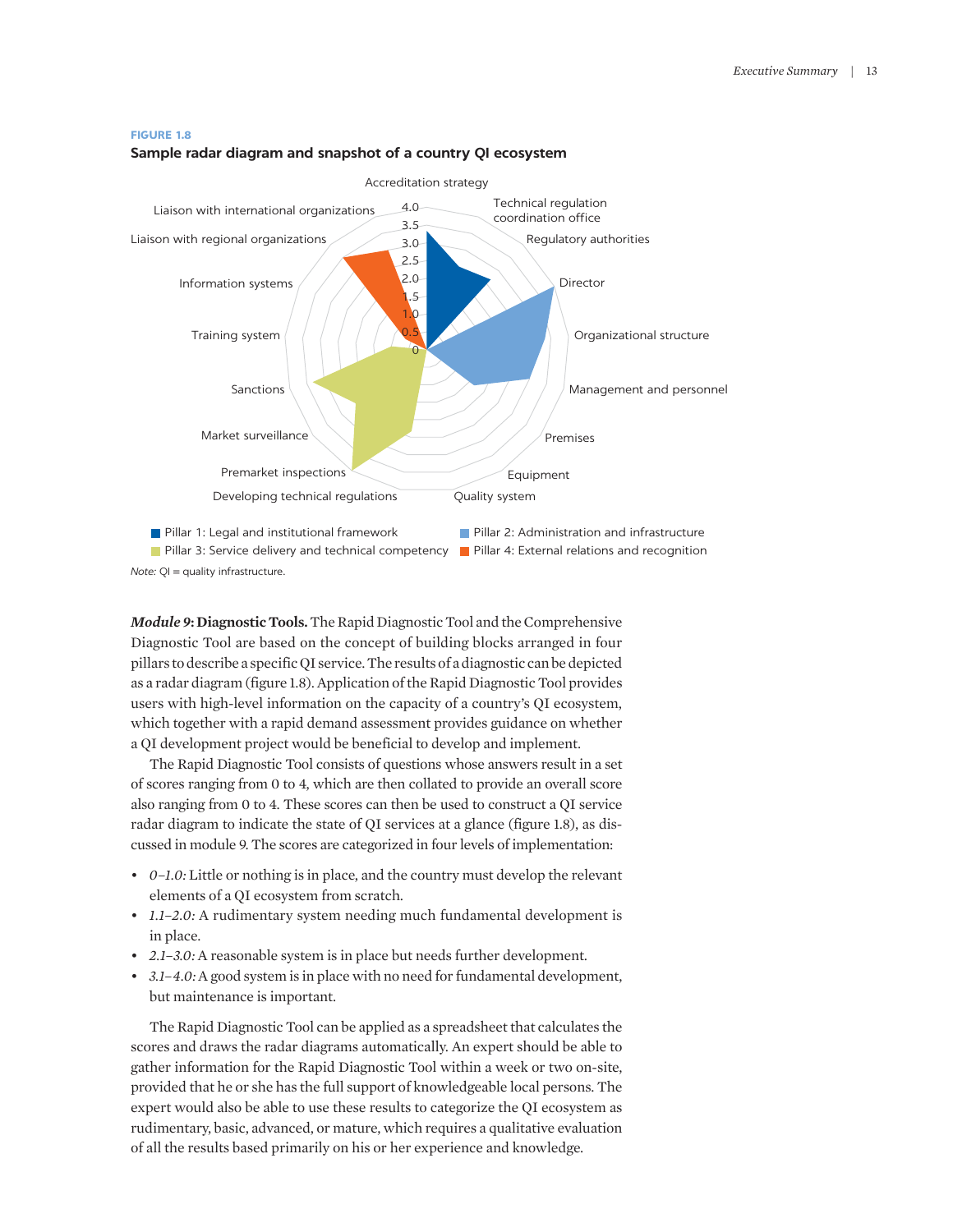**FIGURE 1.8**

**Sample radar diagram and snapshot of a country QI ecosystem**

Accreditation strategy
Technical regulation coordination office
Regulatory authorities
Director
Organizational structure
Management and personnel
Premises
Equipment
Quality system
Developing technical regulations
Premarket inspections
Market surveillance
Sanctions
Training system
Information systems
Liaison with regional organizations
Liaison with international organizations

4.0, 3.5, 3.0, 2.5, 2.0, 1.5, 1.0, 0.5, 0

- Pillar 1: Legal and institutional framework
- Pillar 2: Administration and infrastructure
- Pillar 3: Service delivery and technical competency
- Pillar 4: External relations and recognition

*Note:* QI = quality infrastructure.

***Module 9*: Diagnostic Tools.** The Rapid Diagnostic Tool and the Comprehensive Diagnostic Tool are based on the concept of building blocks arranged in four pillars to describe a specific QI service. The results of a diagnostic can be depicted as a radar diagram (figure 1.8). Application of the Rapid Diagnostic Tool provides users with high-level information on the capacity of a country's QI ecosystem, which together with a rapid demand assessment provides guidance on whether a QI development project would be beneficial to develop and implement.

The Rapid Diagnostic Tool consists of questions whose answers result in a set of scores ranging from 0 to 4, which are then collated to provide an overall score also ranging from 0 to 4. These scores can then be used to construct a QI service radar diagram to indicate the state of QI services at a glance (figure 1.8), as discussed in module 9. The scores are categorized in four levels of implementation:

- *0–1.0:* Little or nothing is in place, and the country must develop the relevant elements of a QI ecosystem from scratch.
- *1.1–2.0:* A rudimentary system needing much fundamental development is in place.
- *2.1–3.0:* A reasonable system is in place but needs further development.
- *3.1–4.0:* A good system is in place with no need for fundamental development, but maintenance is important.

The Rapid Diagnostic Tool can be applied as a spreadsheet that calculates the scores and draws the radar diagrams automatically. An expert should be able to gather information for the Rapid Diagnostic Tool within a week or two on-site, provided that he or she has the full support of knowledgeable local persons. The expert would also be able to use these results to categorize the QI ecosystem as rudimentary, basic, advanced, or mature, which requires a qualitative evaluation of all the results based primarily on his or her experience and knowledge.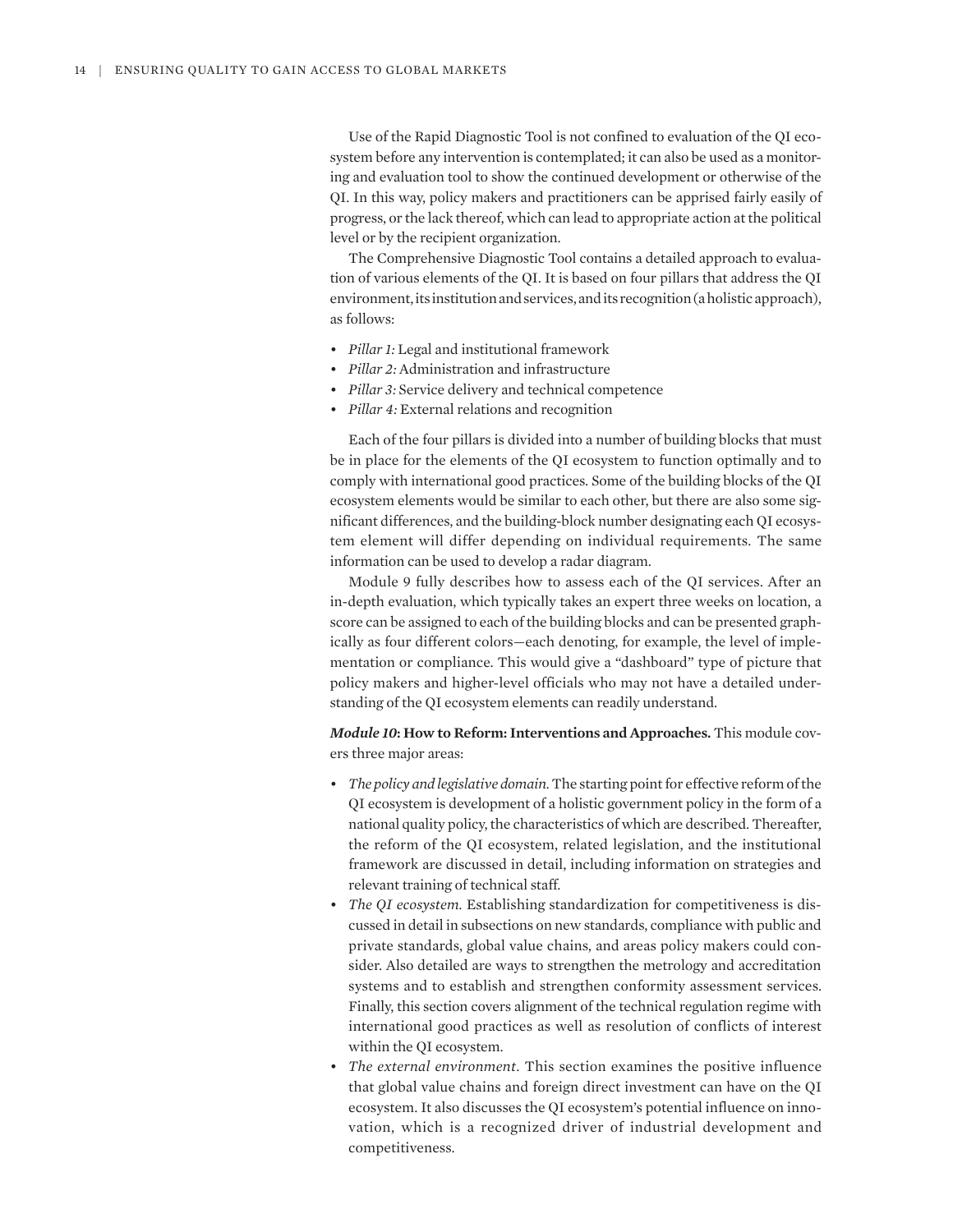Use of the Rapid Diagnostic Tool is not confined to evaluation of the QI ecosystem before any intervention is contemplated; it can also be used as a monitoring and evaluation tool to show the continued development or otherwise of the QI. In this way, policy makers and practitioners can be apprised fairly easily of progress, or the lack thereof, which can lead to appropriate action at the political level or by the recipient organization.

The Comprehensive Diagnostic Tool contains a detailed approach to evaluation of various elements of the QI. It is based on four pillars that address the QI environment, its institution and services, and its recognition (a holistic approach), as follows:

- *Pillar 1:* Legal and institutional framework
- *Pillar 2:* Administration and infrastructure
- *Pillar 3:* Service delivery and technical competence
- *Pillar 4:* External relations and recognition

Each of the four pillars is divided into a number of building blocks that must be in place for the elements of the QI ecosystem to function optimally and to comply with international good practices. Some of the building blocks of the QI ecosystem elements would be similar to each other, but there are also some significant differences, and the building-block number designating each QI ecosystem element will differ depending on individual requirements. The same information can be used to develop a radar diagram.

Module 9 fully describes how to assess each of the QI services. After an in-depth evaluation, which typically takes an expert three weeks on location, a score can be assigned to each of the building blocks and can be presented graphically as four different colors—each denoting, for example, the level of implementation or compliance. This would give a "dashboard" type of picture that policy makers and higher-level officials who may not have a detailed understanding of the QI ecosystem elements can readily understand.

***Module 10*: How to Reform: Interventions and Approaches.** This module covers three major areas:

- *The policy and legislative domain.* The starting point for effective reform of the QI ecosystem is development of a holistic government policy in the form of a national quality policy, the characteristics of which are described. Thereafter, the reform of the QI ecosystem, related legislation, and the institutional framework are discussed in detail, including information on strategies and relevant training of technical staff.
- *The QI ecosystem.* Establishing standardization for competitiveness is discussed in detail in subsections on new standards, compliance with public and private standards, global value chains, and areas policy makers could consider. Also detailed are ways to strengthen the metrology and accreditation systems and to establish and strengthen conformity assessment services. Finally, this section covers alignment of the technical regulation regime with international good practices as well as resolution of conflicts of interest within the QI ecosystem.
- *The external environment.* This section examines the positive influence that global value chains and foreign direct investment can have on the QI ecosystem. It also discusses the QI ecosystem's potential influence on innovation, which is a recognized driver of industrial development and competitiveness.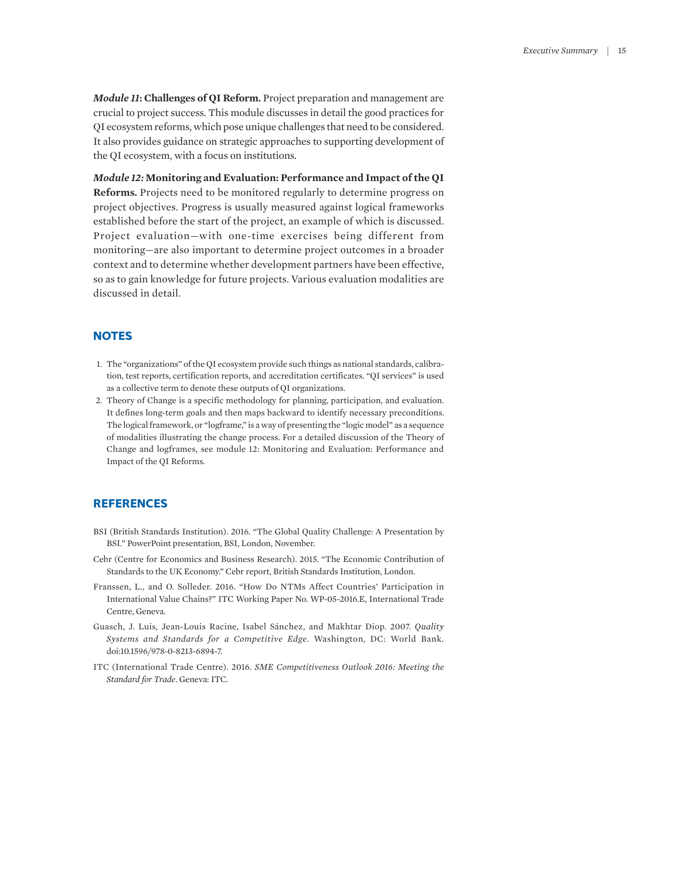***Module 11*: Challenges of QI Reform.** Project preparation and management are crucial to project success. This module discusses in detail the good practices for QI ecosystem reforms, which pose unique challenges that need to be considered. It also provides guidance on strategic approaches to supporting development of the QI ecosystem, with a focus on institutions.

***Module 12:* Monitoring and Evaluation: Performance and Impact of the QI Reforms.** Projects need to be monitored regularly to determine progress on project objectives. Progress is usually measured against logical frameworks established before the start of the project, an example of which is discussed. Project evaluation—with one-time exercises being different from monitoring—are also important to determine project outcomes in a broader context and to determine whether development partners have been effective, so as to gain knowledge for future projects. Various evaluation modalities are discussed in detail.

## NOTES

1. The "organizations" of the QI ecosystem provide such things as national standards, calibration, test reports, certification reports, and accreditation certificates. "QI services" is used as a collective term to denote these outputs of QI organizations.
2. Theory of Change is a specific methodology for planning, participation, and evaluation. It defines long-term goals and then maps backward to identify necessary preconditions. The logical framework, or "logframe," is a way of presenting the "logic model" as a sequence of modalities illustrating the change process. For a detailed discussion of the Theory of Change and logframes, see module 12: Monitoring and Evaluation: Performance and Impact of the QI Reforms.

## REFERENCES

BSI (British Standards Institution). 2016. "The Global Quality Challenge: A Presentation by BSI." PowerPoint presentation, BSI, London, November.

Cebr (Centre for Economics and Business Research). 2015. "The Economic Contribution of Standards to the UK Economy." Cebr report, British Standards Institution, London.

Franssen, L., and O. Solleder. 2016. "How Do NTMs Affect Countries' Participation in International Value Chains?" ITC Working Paper No. WP-05-2016.E, International Trade Centre, Geneva.

Guasch, J. Luis, Jean-Louis Racine, Isabel Sánchez, and Makhtar Diop. 2007. *Quality Systems and Standards for a Competitive Edge*. Washington, DC: World Bank. doi:10.1596/978-0-8213-6894-7.

ITC (International Trade Centre). 2016. *SME Competitiveness Outlook 2016: Meeting the Standard for Trade*. Geneva: ITC.